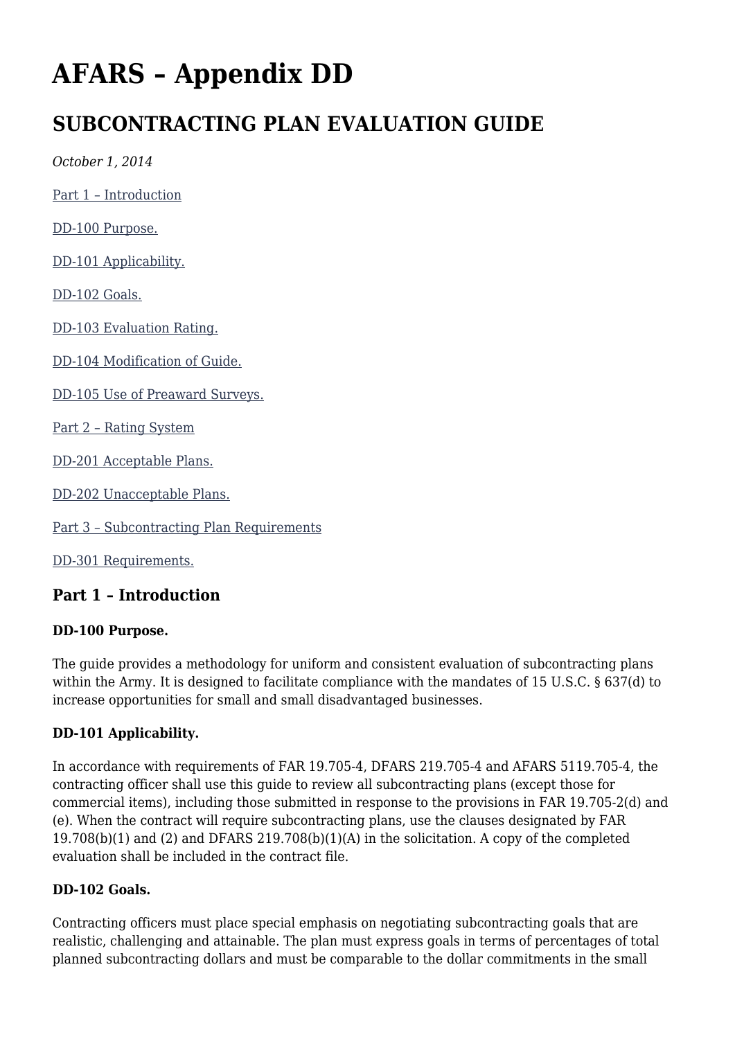# AFARS – Appendix DD

## SUBCONTRACTING PLAN EVALUATION GUIDE

*October 1, 2014*

[Part 1 – Introduction](#)

[DD-100 Purpose.](#)

[DD-101 Applicability.](#)

[DD-102 Goals.](#)

[DD-103 Evaluation Rating.](#)

[DD-104 Modification of Guide.](#)

[DD-105 Use of Preaward Surveys.](#)

[Part 2 – Rating System](#)

[DD-201 Acceptable Plans.](#)

[DD-202 Unacceptable Plans.](#)

[Part 3 – Subcontracting Plan Requirements](#)

[DD-301 Requirements.](#)

### Part 1 – Introduction

**DD-100 Purpose.**

The guide provides a methodology for uniform and consistent evaluation of subcontracting plans within the Army. It is designed to facilitate compliance with the mandates of 15 U.S.C. § 637(d) to increase opportunities for small and small disadvantaged businesses.

**DD-101 Applicability.**

In accordance with requirements of FAR 19.705-4, DFARS 219.705-4 and AFARS 5119.705-4, the contracting officer shall use this guide to review all subcontracting plans (except those for commercial items), including those submitted in response to the provisions in FAR 19.705-2(d) and (e). When the contract will require subcontracting plans, use the clauses designated by FAR 19.708(b)(1) and (2) and DFARS 219.708(b)(1)(A) in the solicitation. A copy of the completed evaluation shall be included in the contract file.

**DD-102 Goals.**

Contracting officers must place special emphasis on negotiating subcontracting goals that are realistic, challenging and attainable. The plan must express goals in terms of percentages of total planned subcontracting dollars and must be comparable to the dollar commitments in the small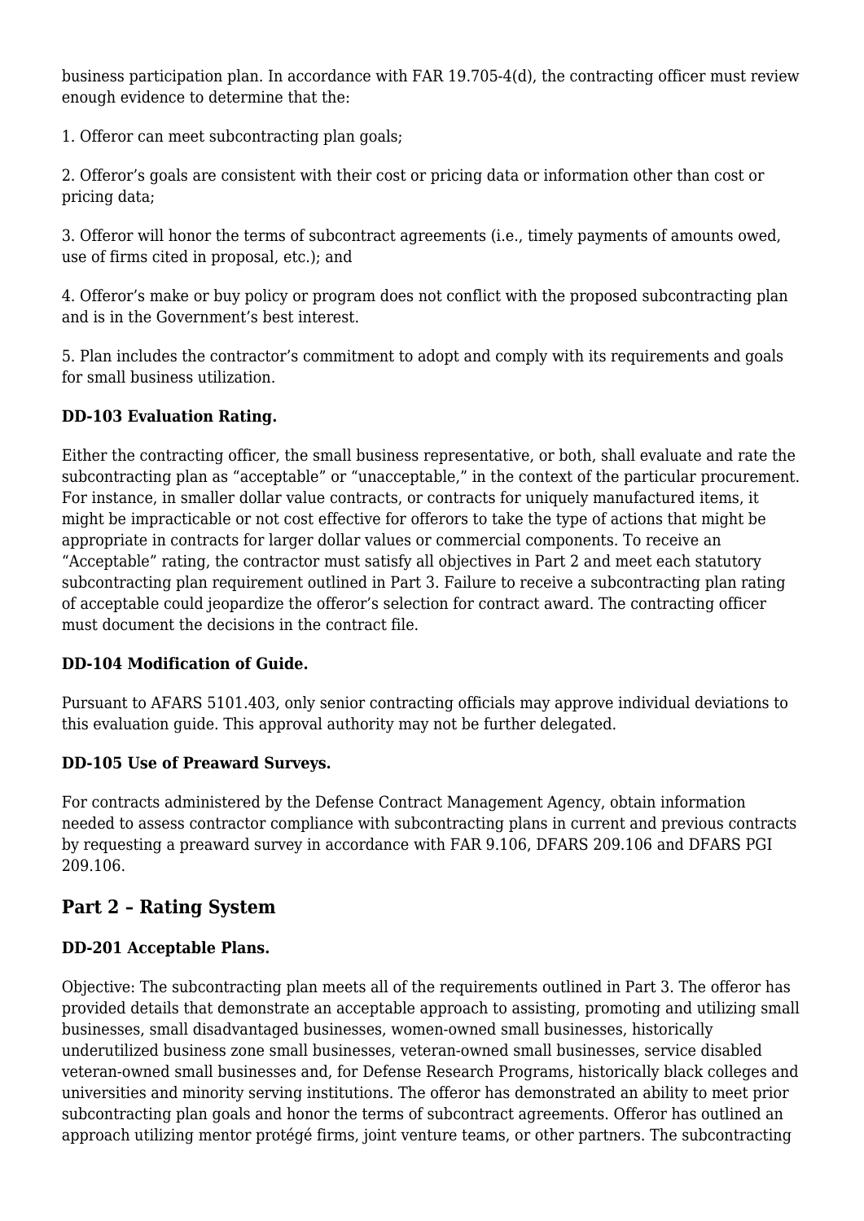business participation plan. In accordance with FAR 19.705-4(d), the contracting officer must review enough evidence to determine that the:

1. Offeror can meet subcontracting plan goals;

2. Offeror's goals are consistent with their cost or pricing data or information other than cost or pricing data;

3. Offeror will honor the terms of subcontract agreements (i.e., timely payments of amounts owed, use of firms cited in proposal, etc.); and

4. Offeror's make or buy policy or program does not conflict with the proposed subcontracting plan and is in the Government's best interest.

5. Plan includes the contractor's commitment to adopt and comply with its requirements and goals for small business utilization.

### DD-103 Evaluation Rating.

Either the contracting officer, the small business representative, or both, shall evaluate and rate the subcontracting plan as "acceptable" or "unacceptable," in the context of the particular procurement. For instance, in smaller dollar value contracts, or contracts for uniquely manufactured items, it might be impracticable or not cost effective for offerors to take the type of actions that might be appropriate in contracts for larger dollar values or commercial components. To receive an "Acceptable" rating, the contractor must satisfy all objectives in Part 2 and meet each statutory subcontracting plan requirement outlined in Part 3. Failure to receive a subcontracting plan rating of acceptable could jeopardize the offeror's selection for contract award. The contracting officer must document the decisions in the contract file.

### DD-104 Modification of Guide.

Pursuant to AFARS 5101.403, only senior contracting officials may approve individual deviations to this evaluation guide. This approval authority may not be further delegated.

### DD-105 Use of Preaward Surveys.

For contracts administered by the Defense Contract Management Agency, obtain information needed to assess contractor compliance with subcontracting plans in current and previous contracts by requesting a preaward survey in accordance with FAR 9.106, DFARS 209.106 and DFARS PGI 209.106.

## Part 2 – Rating System

### DD-201 Acceptable Plans.

Objective: The subcontracting plan meets all of the requirements outlined in Part 3. The offeror has provided details that demonstrate an acceptable approach to assisting, promoting and utilizing small businesses, small disadvantaged businesses, women-owned small businesses, historically underutilized business zone small businesses, veteran-owned small businesses, service disabled veteran-owned small businesses and, for Defense Research Programs, historically black colleges and universities and minority serving institutions. The offeror has demonstrated an ability to meet prior subcontracting plan goals and honor the terms of subcontract agreements. Offeror has outlined an approach utilizing mentor protégé firms, joint venture teams, or other partners. The subcontracting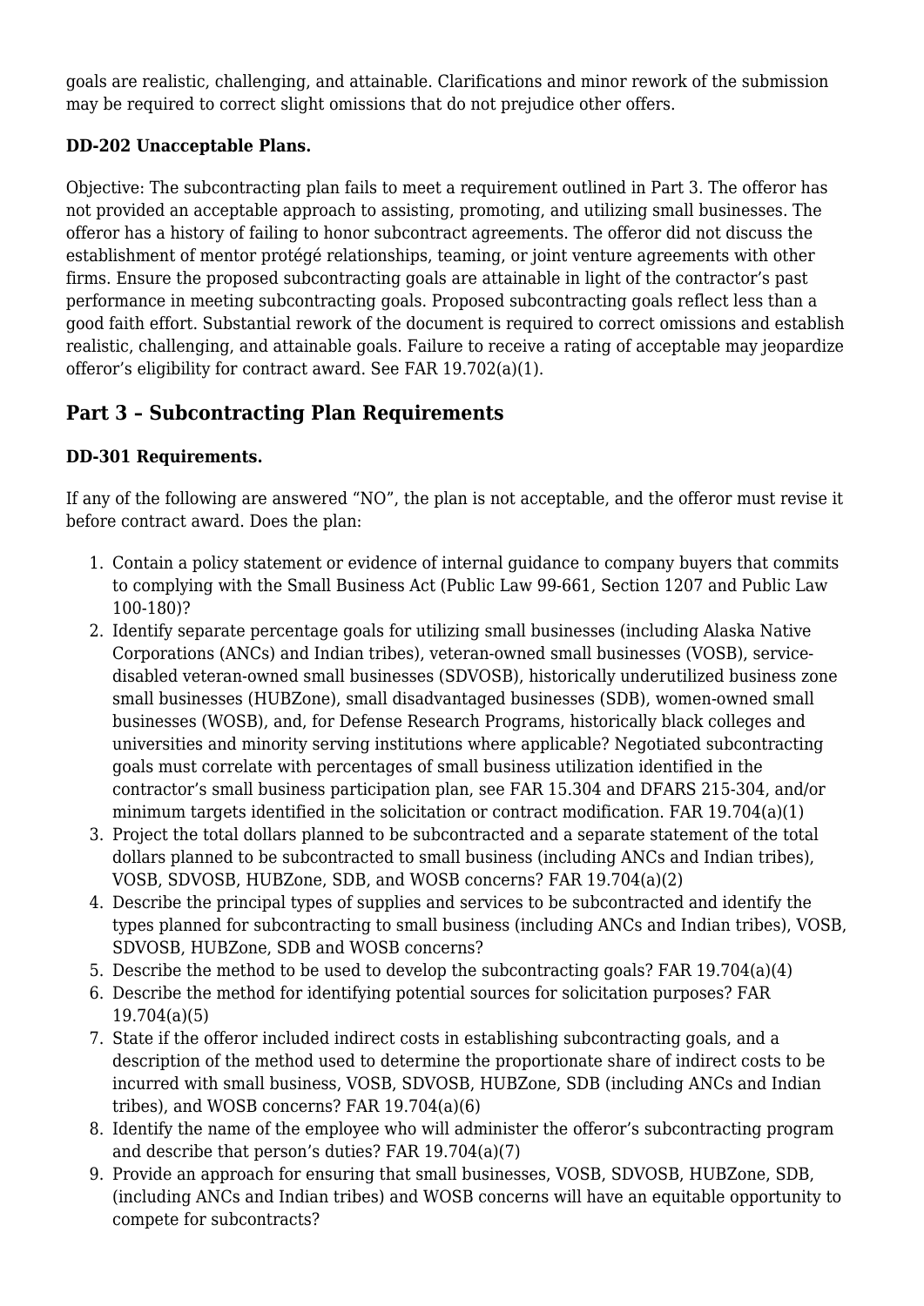goals are realistic, challenging, and attainable. Clarifications and minor rework of the submission may be required to correct slight omissions that do not prejudice other offers.

**DD-202 Unacceptable Plans.**

Objective: The subcontracting plan fails to meet a requirement outlined in Part 3. The offeror has not provided an acceptable approach to assisting, promoting, and utilizing small businesses. The offeror has a history of failing to honor subcontract agreements. The offeror did not discuss the establishment of mentor protégé relationships, teaming, or joint venture agreements with other firms. Ensure the proposed subcontracting goals are attainable in light of the contractor's past performance in meeting subcontracting goals. Proposed subcontracting goals reflect less than a good faith effort. Substantial rework of the document is required to correct omissions and establish realistic, challenging, and attainable goals. Failure to receive a rating of acceptable may jeopardize offeror's eligibility for contract award. See FAR 19.702(a)(1).

## Part 3 – Subcontracting Plan Requirements

**DD-301 Requirements.**

If any of the following are answered "NO", the plan is not acceptable, and the offeror must revise it before contract award. Does the plan:

1. Contain a policy statement or evidence of internal guidance to company buyers that commits to complying with the Small Business Act (Public Law 99-661, Section 1207 and Public Law 100-180)?
2. Identify separate percentage goals for utilizing small businesses (including Alaska Native Corporations (ANCs) and Indian tribes), veteran-owned small businesses (VOSB), service-disabled veteran-owned small businesses (SDVOSB), historically underutilized business zone small businesses (HUBZone), small disadvantaged businesses (SDB), women-owned small businesses (WOSB), and, for Defense Research Programs, historically black colleges and universities and minority serving institutions where applicable? Negotiated subcontracting goals must correlate with percentages of small business utilization identified in the contractor's small business participation plan, see FAR 15.304 and DFARS 215-304, and/or minimum targets identified in the solicitation or contract modification. FAR 19.704(a)(1)
3. Project the total dollars planned to be subcontracted and a separate statement of the total dollars planned to be subcontracted to small business (including ANCs and Indian tribes), VOSB, SDVOSB, HUBZone, SDB, and WOSB concerns? FAR 19.704(a)(2)
4. Describe the principal types of supplies and services to be subcontracted and identify the types planned for subcontracting to small business (including ANCs and Indian tribes), VOSB, SDVOSB, HUBZone, SDB and WOSB concerns?
5. Describe the method to be used to develop the subcontracting goals? FAR 19.704(a)(4)
6. Describe the method for identifying potential sources for solicitation purposes? FAR 19.704(a)(5)
7. State if the offeror included indirect costs in establishing subcontracting goals, and a description of the method used to determine the proportionate share of indirect costs to be incurred with small business, VOSB, SDVOSB, HUBZone, SDB (including ANCs and Indian tribes), and WOSB concerns? FAR 19.704(a)(6)
8. Identify the name of the employee who will administer the offeror's subcontracting program and describe that person's duties? FAR 19.704(a)(7)
9. Provide an approach for ensuring that small businesses, VOSB, SDVOSB, HUBZone, SDB, (including ANCs and Indian tribes) and WOSB concerns will have an equitable opportunity to compete for subcontracts?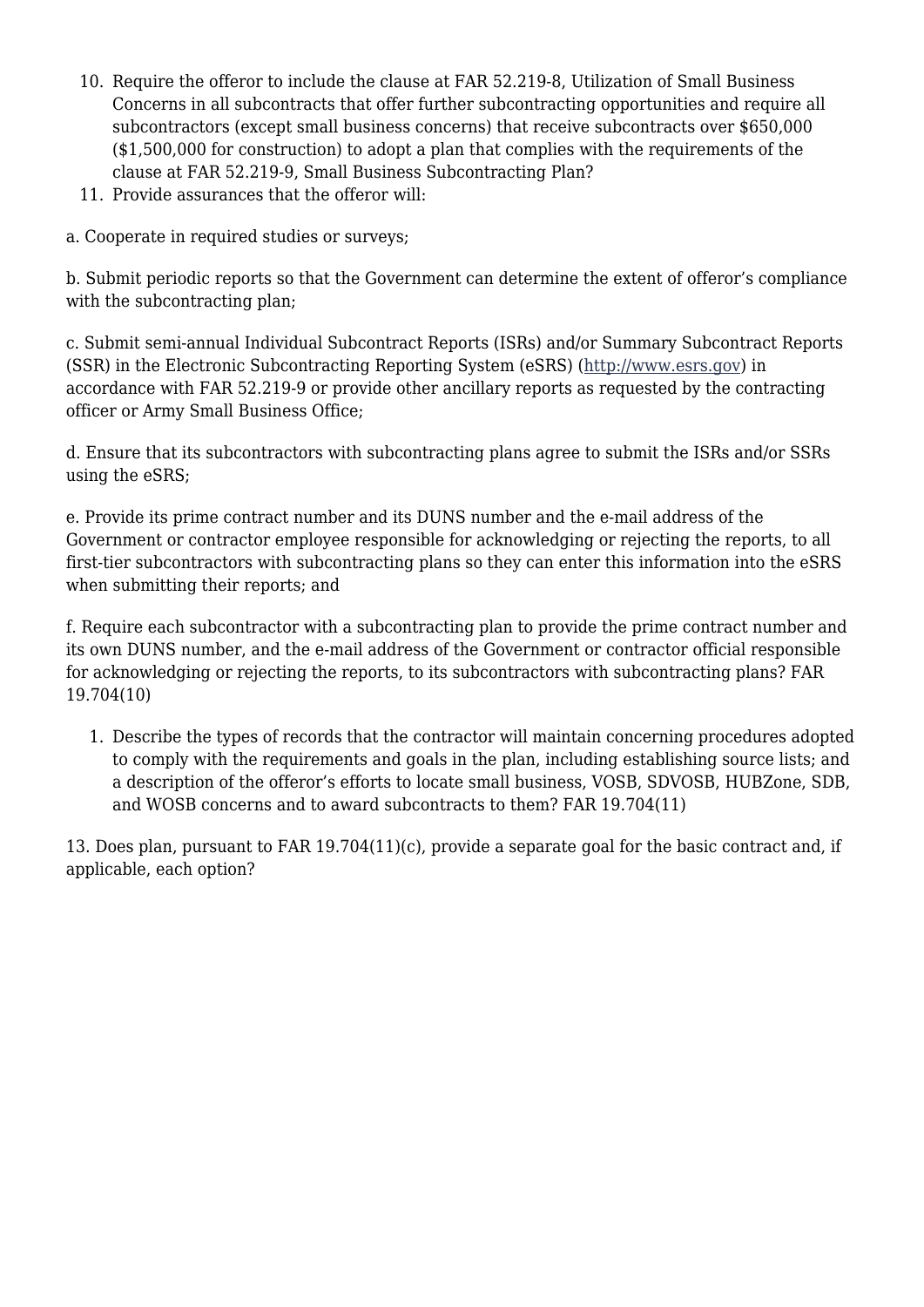10. Require the offeror to include the clause at FAR 52.219-8, Utilization of Small Business Concerns in all subcontracts that offer further subcontracting opportunities and require all subcontractors (except small business concerns) that receive subcontracts over $650,000 ($1,500,000 for construction) to adopt a plan that complies with the requirements of the clause at FAR 52.219-9, Small Business Subcontracting Plan?
11. Provide assurances that the offeror will:

a. Cooperate in required studies or surveys;

b. Submit periodic reports so that the Government can determine the extent of offeror's compliance with the subcontracting plan;

c. Submit semi-annual Individual Subcontract Reports (ISRs) and/or Summary Subcontract Reports (SSR) in the Electronic Subcontracting Reporting System (eSRS) ([http://www.esrs.gov](http://www.esrs.gov)) in accordance with FAR 52.219-9 or provide other ancillary reports as requested by the contracting officer or Army Small Business Office;

d. Ensure that its subcontractors with subcontracting plans agree to submit the ISRs and/or SSRs using the eSRS;

e. Provide its prime contract number and its DUNS number and the e-mail address of the Government or contractor employee responsible for acknowledging or rejecting the reports, to all first-tier subcontractors with subcontracting plans so they can enter this information into the eSRS when submitting their reports; and

f. Require each subcontractor with a subcontracting plan to provide the prime contract number and its own DUNS number, and the e-mail address of the Government or contractor official responsible for acknowledging or rejecting the reports, to its subcontractors with subcontracting plans? FAR 19.704(10)

1. Describe the types of records that the contractor will maintain concerning procedures adopted to comply with the requirements and goals in the plan, including establishing source lists; and a description of the offeror's efforts to locate small business, VOSB, SDVOSB, HUBZone, SDB, and WOSB concerns and to award subcontracts to them? FAR 19.704(11)

13. Does plan, pursuant to FAR 19.704(11)(c), provide a separate goal for the basic contract and, if applicable, each option?